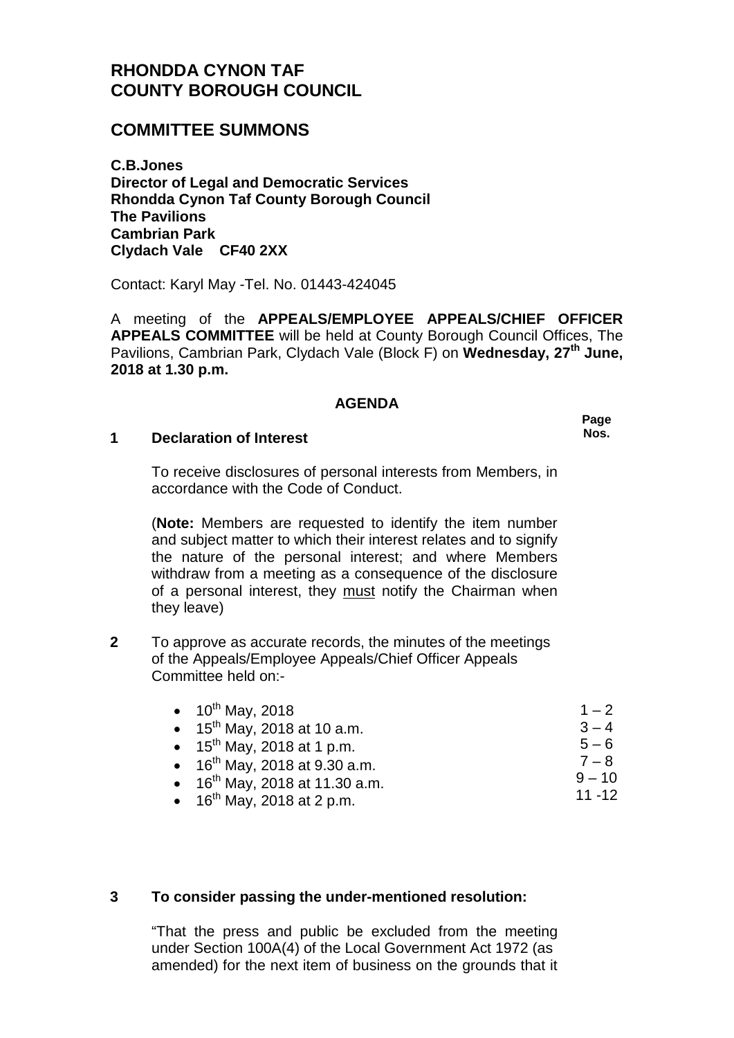# RHONDDA CYNON TAF COUNTY BOROUGH COUNCIL

## COMMITTEE SUMMONS

**C.B.Jones**
**Director of Legal and Democratic Services**
**Rhondda Cynon Taf County Borough Council**
**The Pavilions**
**Cambrian Park**
**Clydach Vale CF40 2XX**

Contact: Karyl May -Tel. No. 01443-424045

A meeting of the **APPEALS/EMPLOYEE APPEALS/CHIEF OFFICER APPEALS COMMITTEE** will be held at County Borough Council Offices, The Pavilions, Cambrian Park, Clydach Vale (Block F) on **Wednesday, 27th June, 2018 at 1.30 p.m.**

### AGENDA

**Page Nos.**

**1 Declaration of Interest**

To receive disclosures of personal interests from Members, in accordance with the Code of Conduct.

(**Note:** Members are requested to identify the item number and subject matter to which their interest relates and to signify the nature of the personal interest; and where Members withdraw from a meeting as a consequence of the disclosure of a personal interest, they must notify the Chairman when they leave)

**2** To approve as accurate records, the minutes of the meetings of the Appeals/Employee Appeals/Chief Officer Appeals Committee held on:-

- 10th May, 2018 — 1 – 2
- 15th May, 2018 at 10 a.m. — 3 – 4
- 15th May, 2018 at 1 p.m. — 5 – 6
- 16th May, 2018 at 9.30 a.m. — 7 – 8
- 16th May, 2018 at 11.30 a.m. — 9 – 10
- 16th May, 2018 at 2 p.m. — 11 -12

**3 To consider passing the under-mentioned resolution:**

"That the press and public be excluded from the meeting under Section 100A(4) of the Local Government Act 1972 (as amended) for the next item of business on the grounds that it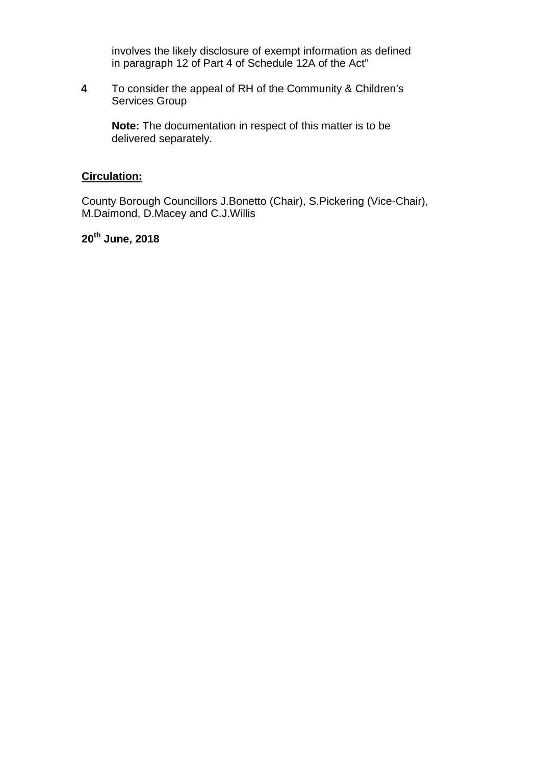involves the likely disclosure of exempt information as defined in paragraph 12 of Part 4 of Schedule 12A of the Act"

**4** To consider the appeal of RH of the Community & Children's Services Group

**Note:** The documentation in respect of this matter is to be delivered separately.

**Circulation:**

County Borough Councillors J.Bonetto (Chair), S.Pickering (Vice-Chair), M.Daimond, D.Macey and C.J.Willis

**20th June, 2018**